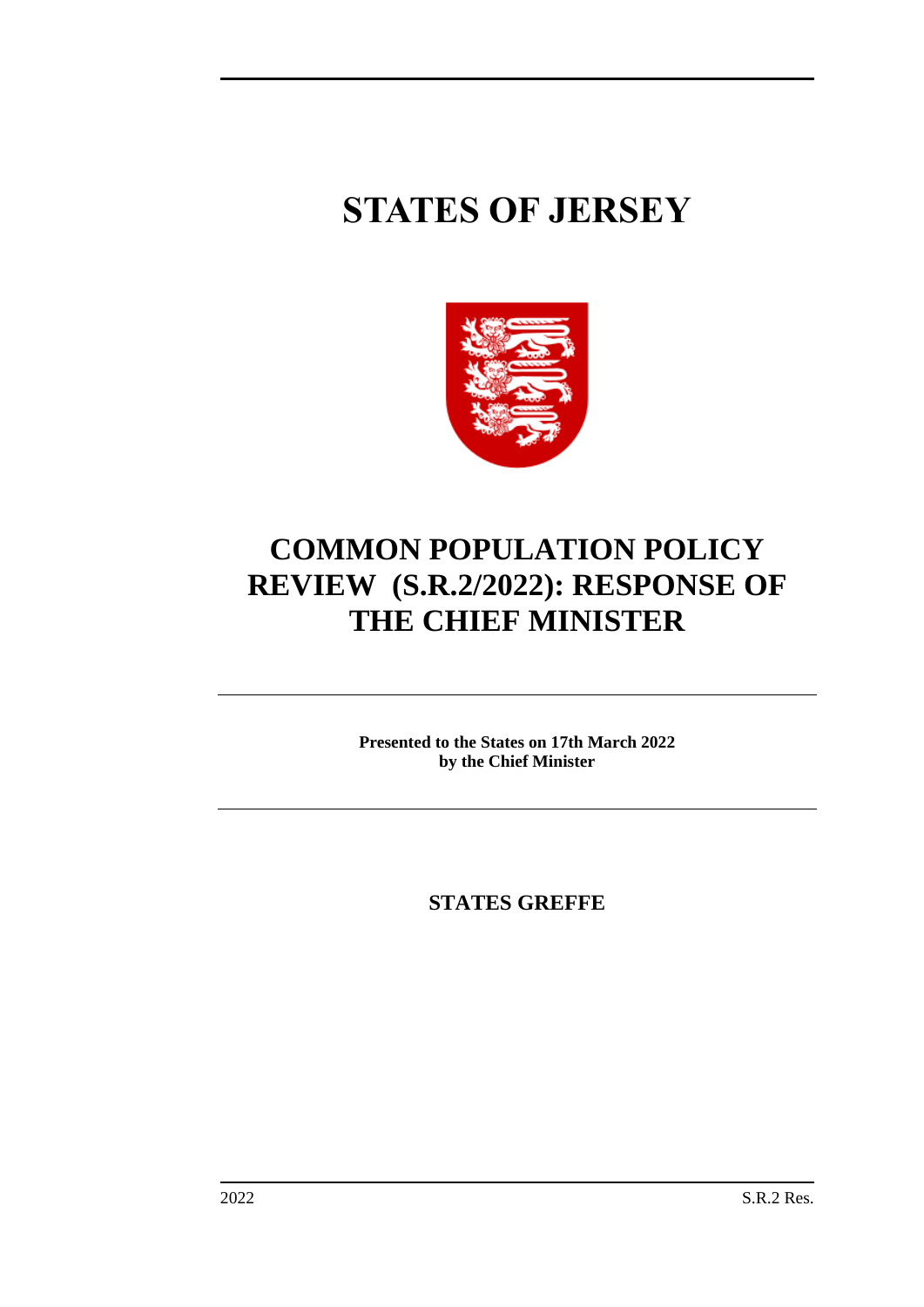# STATES OF JERSEY

# COMMON POPULATION POLICY REVIEW (S.R.2/2022): RESPONSE OF THE CHIEF MINISTER

**Presented to the States on 17th March 2022**
**by the Chief Minister**

**STATES GREFFE**

2022 S.R.2 Res.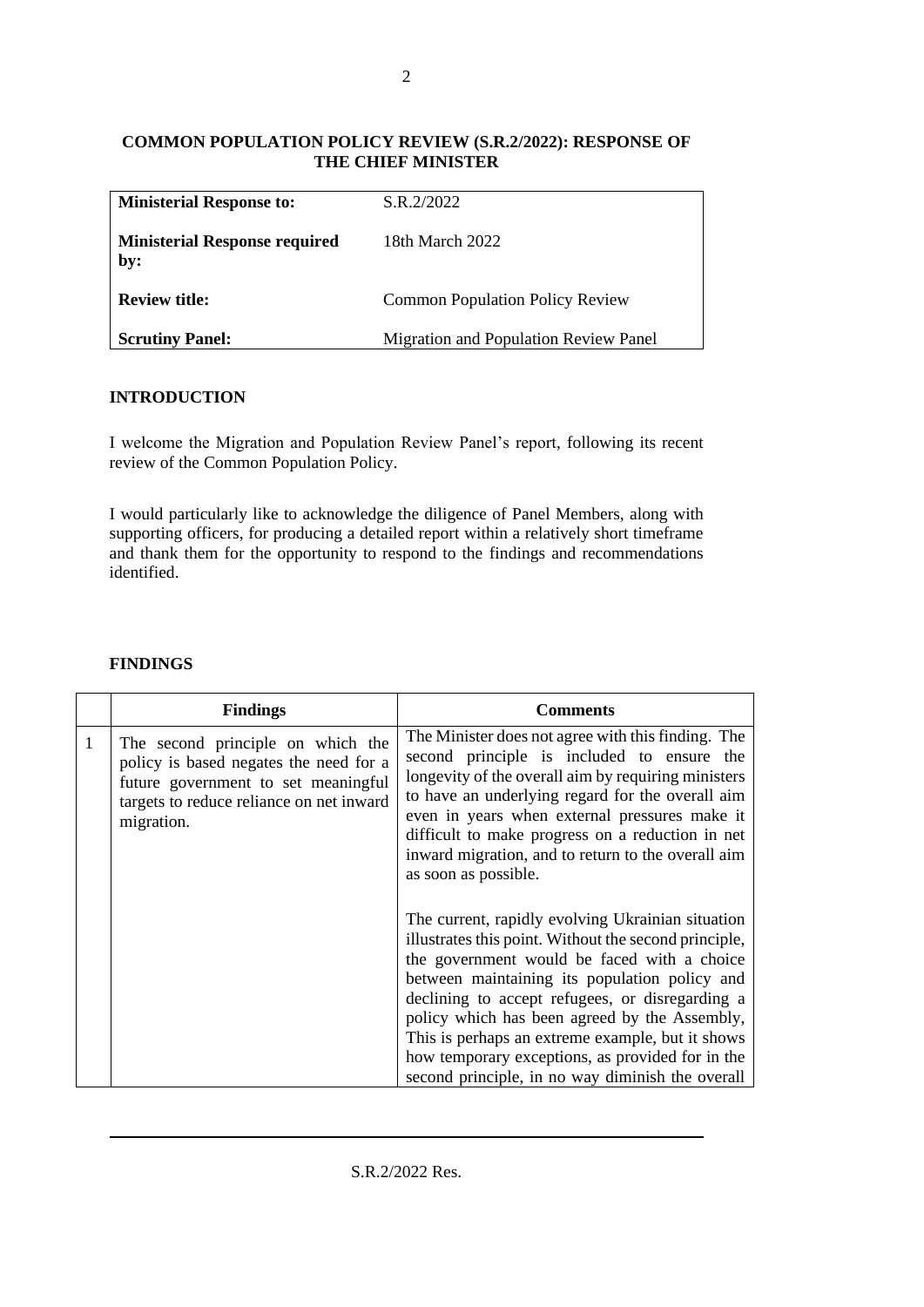## COMMON POPULATION POLICY REVIEW (S.R.2/2022): RESPONSE OF THE CHIEF MINISTER

| | |
|---|---|
| **Ministerial Response to:** | S.R.2/2022 |
| **Ministerial Response required by:** | 18th March 2022 |
| **Review title:** | Common Population Policy Review |
| **Scrutiny Panel:** | Migration and Population Review Panel |

### INTRODUCTION

I welcome the Migration and Population Review Panel's report, following its recent review of the Common Population Policy.

I would particularly like to acknowledge the diligence of Panel Members, along with supporting officers, for producing a detailed report within a relatively short timeframe and thank them for the opportunity to respond to the findings and recommendations identified.

### FINDINGS

| | Findings | Comments |
|---|---|---|
| 1 | The second principle on which the policy is based negates the need for a future government to set meaningful targets to reduce reliance on net inward migration. | The Minister does not agree with this finding. The second principle is included to ensure the longevity of the overall aim by requiring ministers to have an underlying regard for the overall aim even in years when external pressures make it difficult to make progress on a reduction in net inward migration, and to return to the overall aim as soon as possible.<br><br>The current, rapidly evolving Ukrainian situation illustrates this point. Without the second principle, the government would be faced with a choice between maintaining its population policy and declining to accept refugees, or disregarding a policy which has been agreed by the Assembly, This is perhaps an extreme example, but it shows how temporary exceptions, as provided for in the second principle, in no way diminish the overall |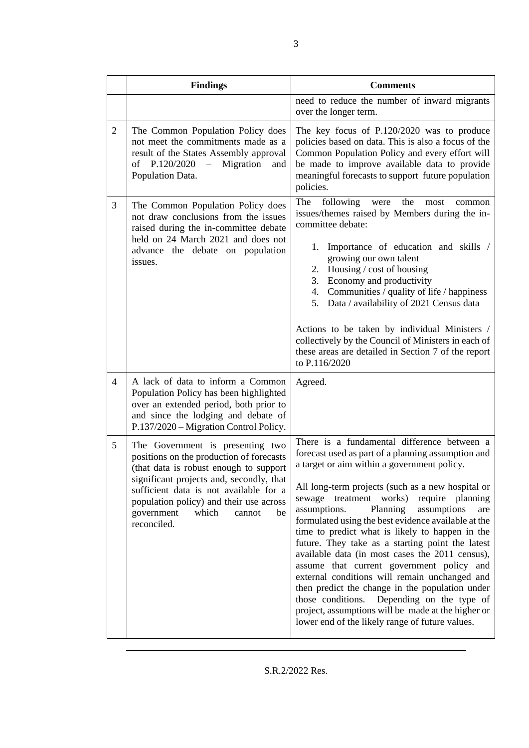| | Findings | Comments |
|---|---|---|
| | | need to reduce the number of inward migrants over the longer term. |
| 2 | The Common Population Policy does not meet the commitments made as a result of the States Assembly approval of P.120/2020 – Migration and Population Data. | The key focus of P.120/2020 was to produce policies based on data. This is also a focus of the Common Population Policy and every effort will be made to improve available data to provide meaningful forecasts to support future population policies. |
| 3 | The Common Population Policy does not draw conclusions from the issues raised during the in-committee debate held on 24 March 2021 and does not advance the debate on population issues. | The following were the most common issues/themes raised by Members during the in-committee debate:<br><br>1. Importance of education and skills / growing our own talent<br>2. Housing / cost of housing<br>3. Economy and productivity<br>4. Communities / quality of life / happiness<br>5. Data / availability of 2021 Census data<br><br>Actions to be taken by individual Ministers / collectively by the Council of Ministers in each of these areas are detailed in Section 7 of the report to P.116/2020 |
| 4 | A lack of data to inform a Common Population Policy has been highlighted over an extended period, both prior to and since the lodging and debate of P.137/2020 – Migration Control Policy. | Agreed. |
| 5 | The Government is presenting two positions on the production of forecasts (that data is robust enough to support significant projects and, secondly, that sufficient data is not available for a population policy) and their use across government which cannot be reconciled. | There is a fundamental difference between a forecast used as part of a planning assumption and a target or aim within a government policy.<br><br>All long-term projects (such as a new hospital or sewage treatment works) require planning assumptions. Planning assumptions are formulated using the best evidence available at the time to predict what is likely to happen in the future. They take as a starting point the latest available data (in most cases the 2011 census), assume that current government policy and external conditions will remain unchanged and then predict the change in the population under those conditions. Depending on the type of project, assumptions will be made at the higher or lower end of the likely range of future values. |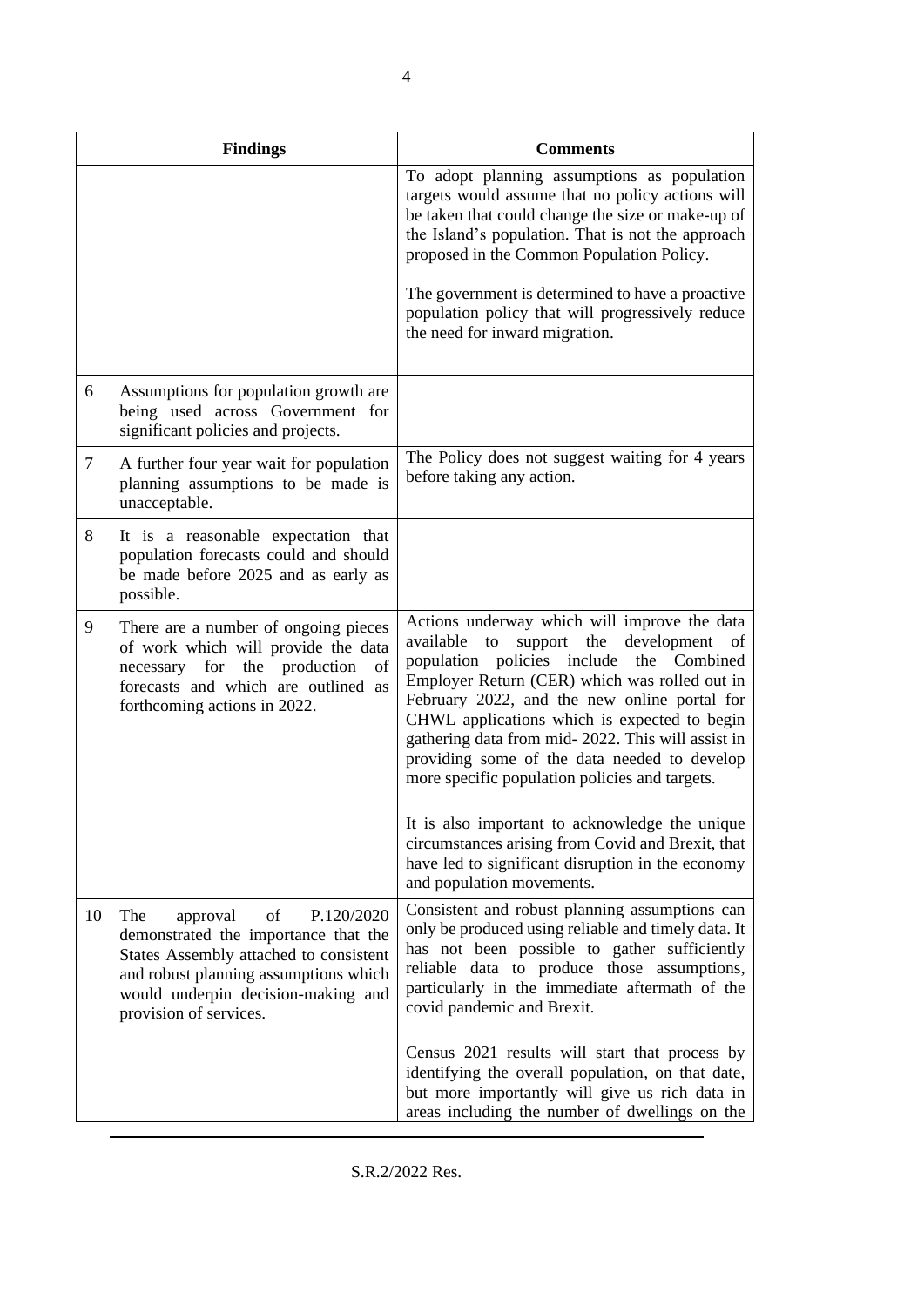| | Findings | Comments |
|---|---|---|
| | | To adopt planning assumptions as population targets would assume that no policy actions will be taken that could change the size or make-up of the Island's population. That is not the approach proposed in the Common Population Policy.<br><br>The government is determined to have a proactive population policy that will progressively reduce the need for inward migration. |
| 6 | Assumptions for population growth are being used across Government for significant policies and projects. | |
| 7 | A further four year wait for population planning assumptions to be made is unacceptable. | The Policy does not suggest waiting for 4 years before taking any action. |
| 8 | It is a reasonable expectation that population forecasts could and should be made before 2025 and as early as possible. | |
| 9 | There are a number of ongoing pieces of work which will provide the data necessary for the production of forecasts and which are outlined as forthcoming actions in 2022. | Actions underway which will improve the data available to support the development of population policies include the Combined Employer Return (CER) which was rolled out in February 2022, and the new online portal for CHWL applications which is expected to begin gathering data from mid- 2022. This will assist in providing some of the data needed to develop more specific population policies and targets.<br><br>It is also important to acknowledge the unique circumstances arising from Covid and Brexit, that have led to significant disruption in the economy and population movements. |
| 10 | The approval of P.120/2020 demonstrated the importance that the States Assembly attached to consistent and robust planning assumptions which would underpin decision-making and provision of services. | Consistent and robust planning assumptions can only be produced using reliable and timely data. It has not been possible to gather sufficiently reliable data to produce those assumptions, particularly in the immediate aftermath of the covid pandemic and Brexit.<br><br>Census 2021 results will start that process by identifying the overall population, on that date, but more importantly will give us rich data in areas including the number of dwellings on the |

S.R.2/2022 Res.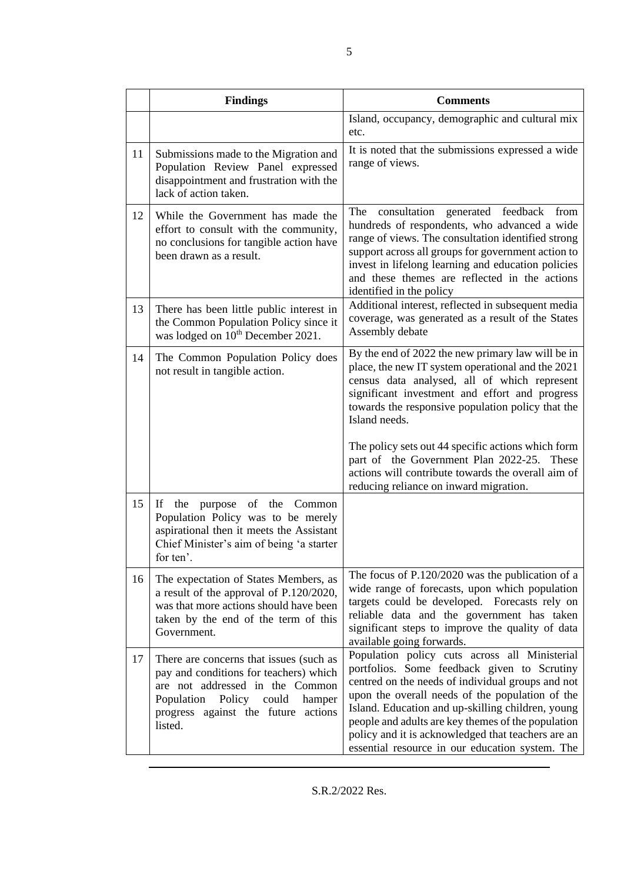|  | Findings | Comments |
| --- | --- | --- |
|  |  | Island, occupancy, demographic and cultural mix etc. |
| 11 | Submissions made to the Migration and Population Review Panel expressed disappointment and frustration with the lack of action taken. | It is noted that the submissions expressed a wide range of views. |
| 12 | While the Government has made the effort to consult with the community, no conclusions for tangible action have been drawn as a result. | The consultation generated feedback from hundreds of respondents, who advanced a wide range of views. The consultation identified strong support across all groups for government action to invest in lifelong learning and education policies and these themes are reflected in the actions identified in the policy |
| 13 | There has been little public interest in the Common Population Policy since it was lodged on 10th December 2021. | Additional interest, reflected in subsequent media coverage, was generated as a result of the States Assembly debate |
| 14 | The Common Population Policy does not result in tangible action. | By the end of 2022 the new primary law will be in place, the new IT system operational and the 2021 census data analysed, all of which represent significant investment and effort and progress towards the responsive population policy that the Island needs.<br><br>The policy sets out 44 specific actions which form part of the Government Plan 2022-25. These actions will contribute towards the overall aim of reducing reliance on inward migration. |
| 15 | If the purpose of the Common Population Policy was to be merely aspirational then it meets the Assistant Chief Minister's aim of being 'a starter for ten'. |  |
| 16 | The expectation of States Members, as a result of the approval of P.120/2020, was that more actions should have been taken by the end of the term of this Government. | The focus of P.120/2020 was the publication of a wide range of forecasts, upon which population targets could be developed. Forecasts rely on reliable data and the government has taken significant steps to improve the quality of data available going forwards. |
| 17 | There are concerns that issues (such as pay and conditions for teachers) which are not addressed in the Common Population Policy could hamper progress against the future actions listed. | Population policy cuts across all Ministerial portfolios. Some feedback given to Scrutiny centred on the needs of individual groups and not upon the overall needs of the population of the Island. Education and up-skilling children, young people and adults are key themes of the population policy and it is acknowledged that teachers are an essential resource in our education system. The |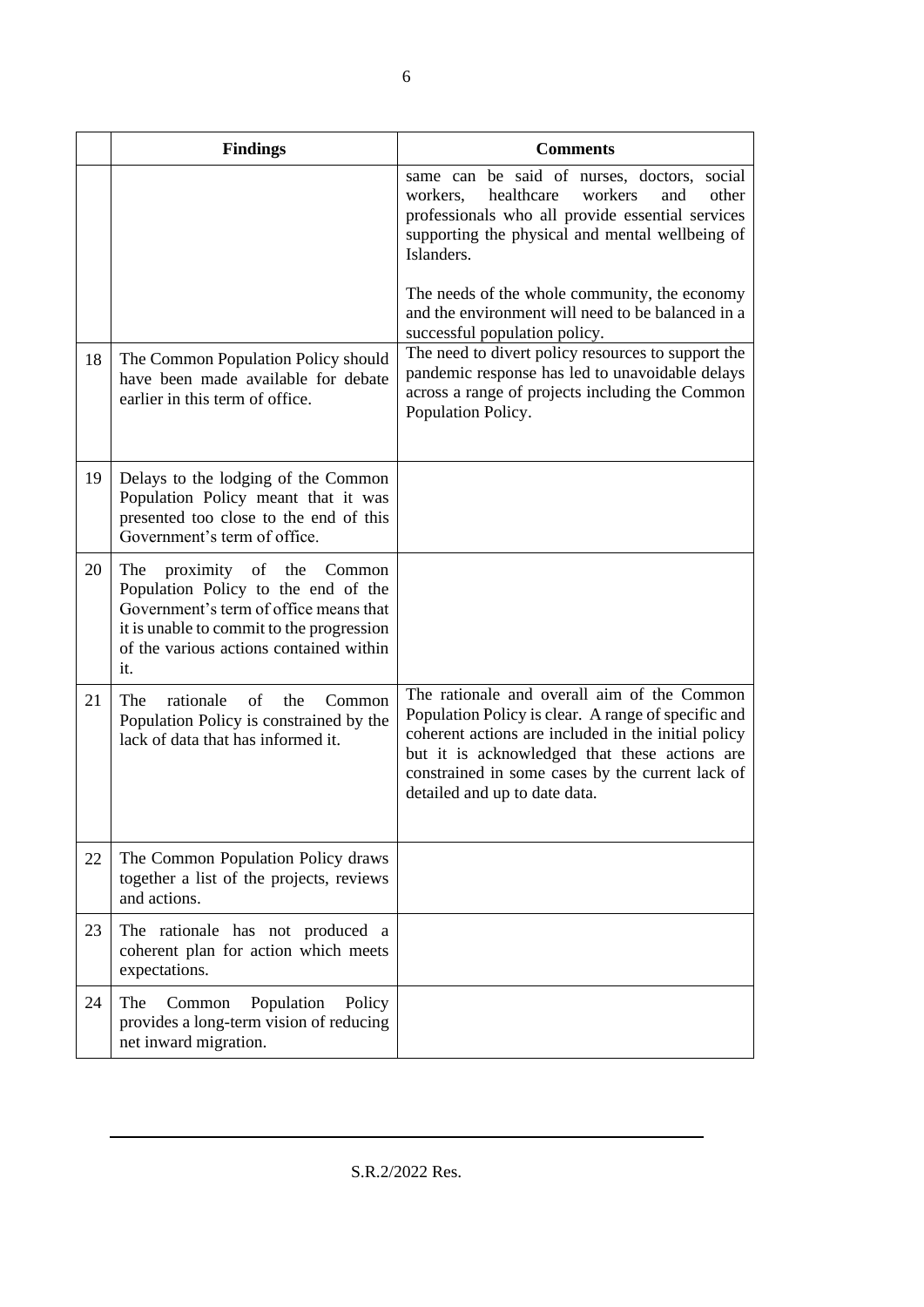| | Findings | Comments |
|---|---|---|
| | | same can be said of nurses, doctors, social workers, healthcare workers and other professionals who all provide essential services supporting the physical and mental wellbeing of Islanders.<br><br>The needs of the whole community, the economy and the environment will need to be balanced in a successful population policy. |
| 18 | The Common Population Policy should have been made available for debate earlier in this term of office. | The need to divert policy resources to support the pandemic response has led to unavoidable delays across a range of projects including the Common Population Policy. |
| 19 | Delays to the lodging of the Common Population Policy meant that it was presented too close to the end of this Government's term of office. | |
| 20 | The proximity of the Common Population Policy to the end of the Government's term of office means that it is unable to commit to the progression of the various actions contained within it. | |
| 21 | The rationale of the Common Population Policy is constrained by the lack of data that has informed it. | The rationale and overall aim of the Common Population Policy is clear. A range of specific and coherent actions are included in the initial policy but it is acknowledged that these actions are constrained in some cases by the current lack of detailed and up to date data. |
| 22 | The Common Population Policy draws together a list of the projects, reviews and actions. | |
| 23 | The rationale has not produced a coherent plan for action which meets expectations. | |
| 24 | The Common Population Policy provides a long-term vision of reducing net inward migration. | |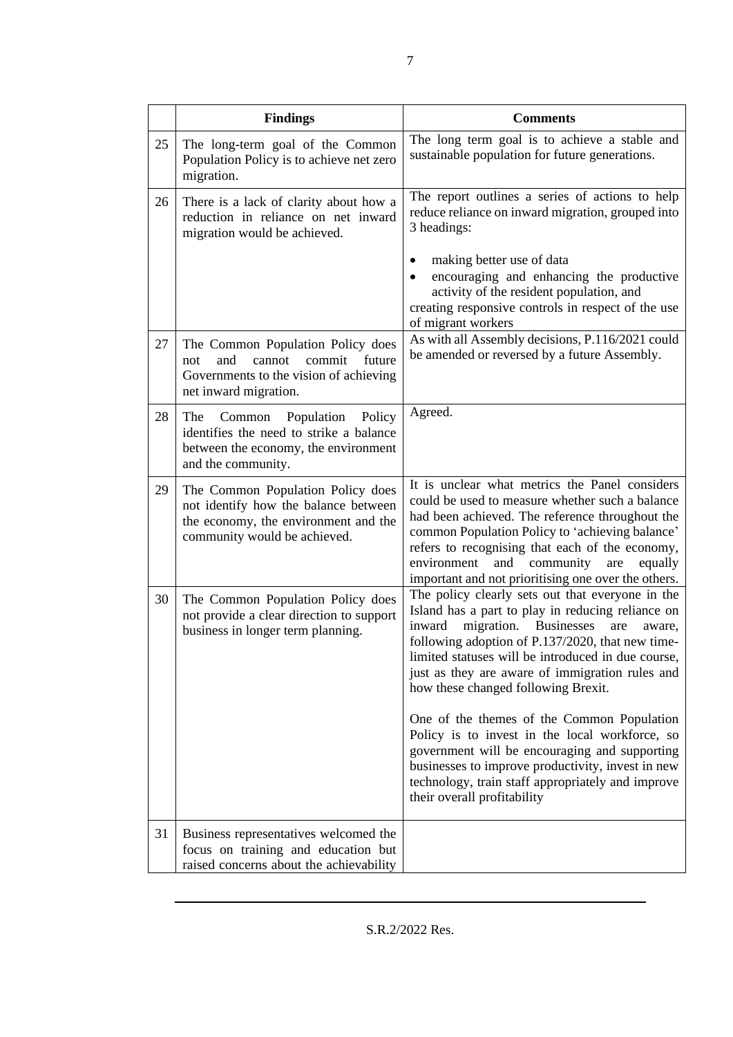| | Findings | Comments |
|---|---|---|
| 25 | The long-term goal of the Common Population Policy is to achieve net zero migration. | The long term goal is to achieve a stable and sustainable population for future generations. |
| 26 | There is a lack of clarity about how a reduction in reliance on net inward migration would be achieved. | The report outlines a series of actions to help reduce reliance on inward migration, grouped into 3 headings:<br><br>• making better use of data<br>• encouraging and enhancing the productive activity of the resident population, and<br>creating responsive controls in respect of the use of migrant workers |
| 27 | The Common Population Policy does not and cannot commit future Governments to the vision of achieving net inward migration. | As with all Assembly decisions, P.116/2021 could be amended or reversed by a future Assembly. |
| 28 | The Common Population Policy identifies the need to strike a balance between the economy, the environment and the community. | Agreed. |
| 29 | The Common Population Policy does not identify how the balance between the economy, the environment and the community would be achieved. | It is unclear what metrics the Panel considers could be used to measure whether such a balance had been achieved. The reference throughout the common Population Policy to 'achieving balance' refers to recognising that each of the economy, environment and community are equally important and not prioritising one over the others. |
| 30 | The Common Population Policy does not provide a clear direction to support business in longer term planning. | The policy clearly sets out that everyone in the Island has a part to play in reducing reliance on inward migration. Businesses are aware, following adoption of P.137/2020, that new time-limited statuses will be introduced in due course, just as they are aware of immigration rules and how these changed following Brexit.<br><br>One of the themes of the Common Population Policy is to invest in the local workforce, so government will be encouraging and supporting businesses to improve productivity, invest in new technology, train staff appropriately and improve their overall profitability |
| 31 | Business representatives welcomed the focus on training and education but raised concerns about the achievability | |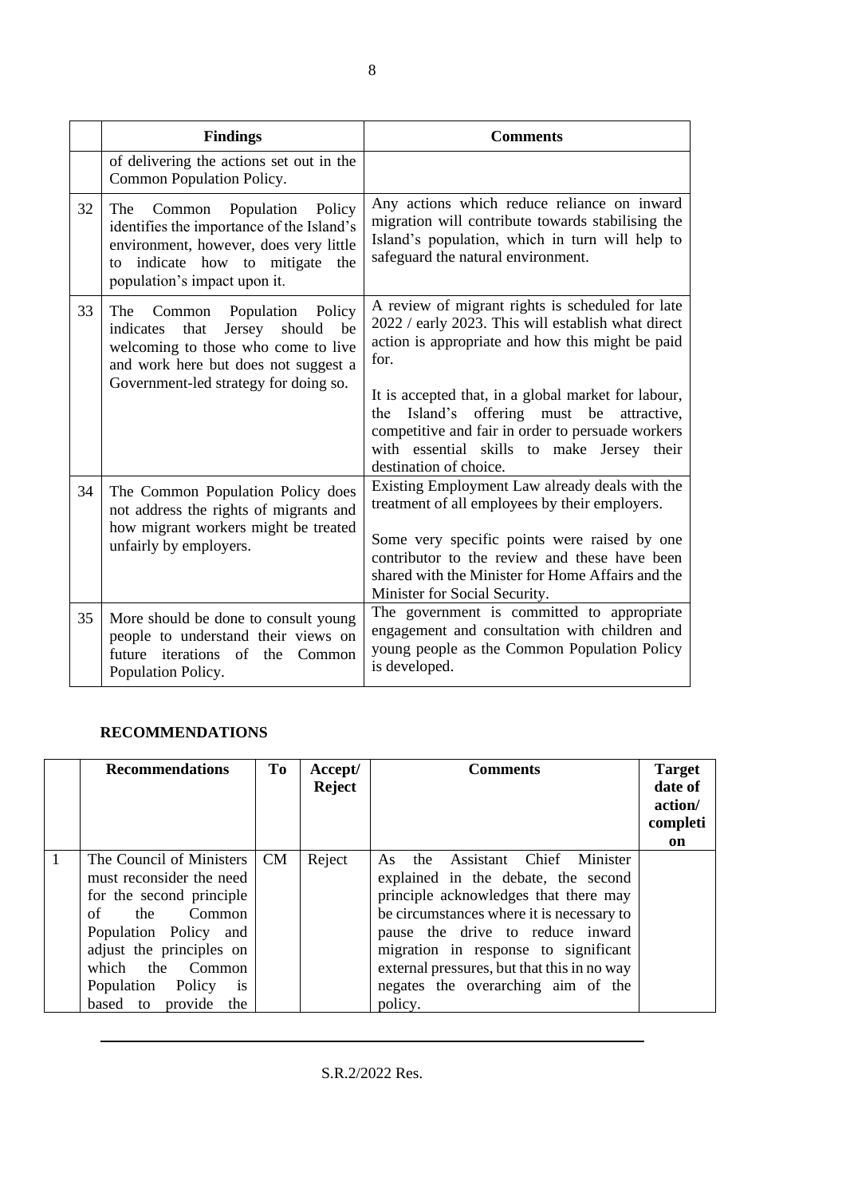| | Findings | Comments |
|---|---|---|
| | of delivering the actions set out in the Common Population Policy. | |
| 32 | The Common Population Policy identifies the importance of the Island's environment, however, does very little to indicate how to mitigate the population's impact upon it. | Any actions which reduce reliance on inward migration will contribute towards stabilising the Island's population, which in turn will help to safeguard the natural environment. |
| 33 | The Common Population Policy indicates that Jersey should be welcoming to those who come to live and work here but does not suggest a Government-led strategy for doing so. | A review of migrant rights is scheduled for late 2022 / early 2023. This will establish what direct action is appropriate and how this might be paid for.<br><br>It is accepted that, in a global market for labour, the Island's offering must be attractive, competitive and fair in order to persuade workers with essential skills to make Jersey their destination of choice. |
| 34 | The Common Population Policy does not address the rights of migrants and how migrant workers might be treated unfairly by employers. | Existing Employment Law already deals with the treatment of all employees by their employers.<br><br>Some very specific points were raised by one contributor to the review and these have been shared with the Minister for Home Affairs and the Minister for Social Security. |
| 35 | More should be done to consult young people to understand their views on future iterations of the Common Population Policy. | The government is committed to appropriate engagement and consultation with children and young people as the Common Population Policy is developed. |

## RECOMMENDATIONS

| | Recommendations | To | Accept/ Reject | Comments | Target date of action/ completion |
|---|---|---|---|---|---|
| 1 | The Council of Ministers must reconsider the need for the second principle of the Common Population Policy and adjust the principles on which the Common Population Policy is based to provide the | CM | Reject | As the Assistant Chief Minister explained in the debate, the second principle acknowledges that there may be circumstances where it is necessary to pause the drive to reduce inward migration in response to significant external pressures, but that this in no way negates the overarching aim of the policy. | |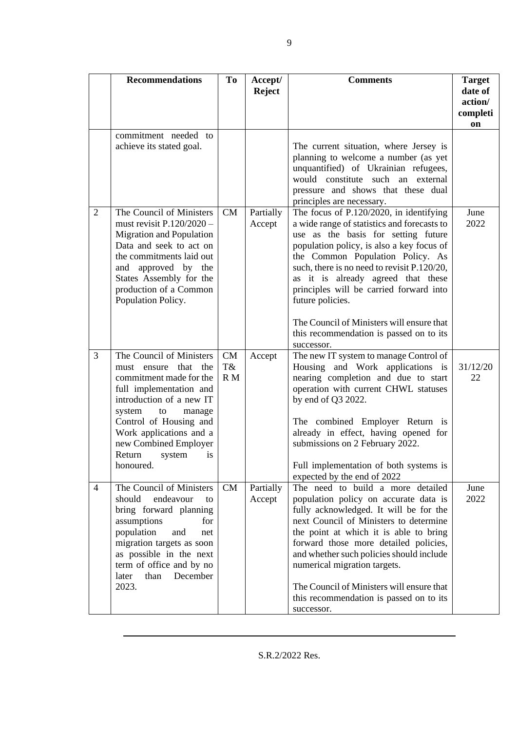| | Recommendations | To | Accept/ Reject | Comments | Target date of action/ completion |
|---|---|---|---|---|---|
| | commitment needed to achieve its stated goal. | | | The current situation, where Jersey is planning to welcome a number (as yet unquantified) of Ukrainian refugees, would constitute such an external pressure and shows that these dual principles are necessary. | |
| 2 | The Council of Ministers must revisit P.120/2020 – Migration and Population Data and seek to act on the commitments laid out and approved by the States Assembly for the production of a Common Population Policy. | CM | Partially Accept | The focus of P.120/2020, in identifying a wide range of statistics and forecasts to use as the basis for setting future population policy, is also a key focus of the Common Population Policy. As such, there is no need to revisit P.120/20, as it is already agreed that these principles will be carried forward into future policies.<br><br>The Council of Ministers will ensure that this recommendation is passed on to its successor. | June 2022 |
| 3 | The Council of Ministers must ensure that the commitment made for the full implementation and introduction of a new IT system to manage Control of Housing and Work applications and a new Combined Employer Return system is honoured. | CM T& R M | Accept | The new IT system to manage Control of Housing and Work applications is nearing completion and due to start operation with current CHWL statuses by end of Q3 2022.<br><br>The combined Employer Return is already in effect, having opened for submissions on 2 February 2022.<br><br>Full implementation of both systems is expected by the end of 2022 | 31/12/2022 |
| 4 | The Council of Ministers should endeavour to bring forward planning assumptions for population and net migration targets as soon as possible in the next term of office and by no later than December 2023. | CM | Partially Accept | The need to build a more detailed population policy on accurate data is fully acknowledged. It will be for the next Council of Ministers to determine the point at which it is able to bring forward those more detailed policies, and whether such policies should include numerical migration targets.<br><br>The Council of Ministers will ensure that this recommendation is passed on to its successor. | June 2022 |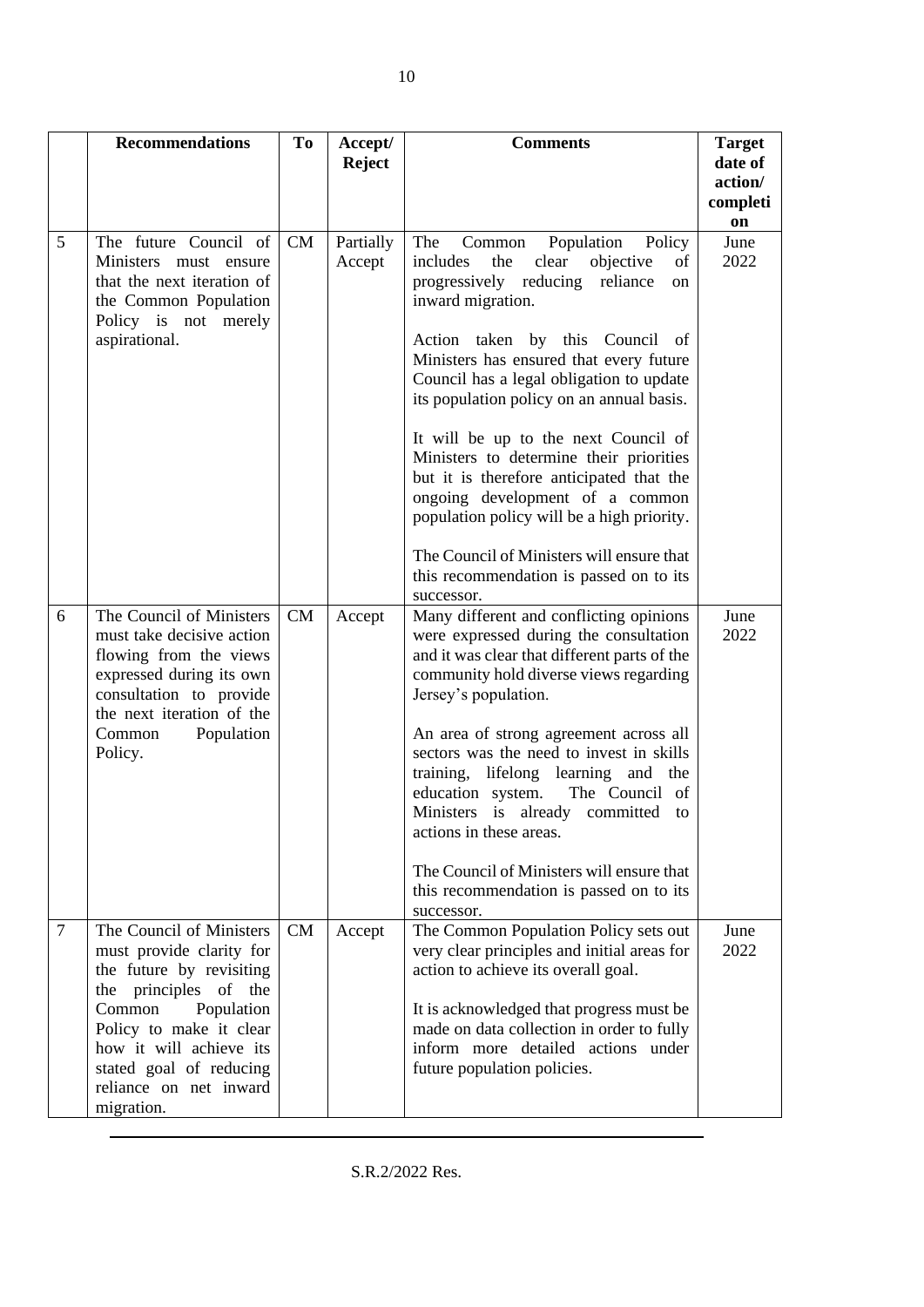| | Recommendations | To | Accept/ Reject | Comments | Target date of action/ completion |
|---|---|---|---|---|---|
| 5 | The future Council of Ministers must ensure that the next iteration of the Common Population Policy is not merely aspirational. | CM | Partially Accept | The Common Population Policy includes the clear objective of progressively reducing reliance on inward migration.<br><br>Action taken by this Council of Ministers has ensured that every future Council has a legal obligation to update its population policy on an annual basis.<br><br>It will be up to the next Council of Ministers to determine their priorities but it is therefore anticipated that the ongoing development of a common population policy will be a high priority.<br><br>The Council of Ministers will ensure that this recommendation is passed on to its successor. | June 2022 |
| 6 | The Council of Ministers must take decisive action flowing from the views expressed during its own consultation to provide the next iteration of the Common Population Policy. | CM | Accept | Many different and conflicting opinions were expressed during the consultation and it was clear that different parts of the community hold diverse views regarding Jersey's population.<br><br>An area of strong agreement across all sectors was the need to invest in skills training, lifelong learning and the education system. The Council of Ministers is already committed to actions in these areas.<br><br>The Council of Ministers will ensure that this recommendation is passed on to its successor. | June 2022 |
| 7 | The Council of Ministers must provide clarity for the future by revisiting the principles of the Common Population Policy to make it clear how it will achieve its stated goal of reducing reliance on net inward migration. | CM | Accept | The Common Population Policy sets out very clear principles and initial areas for action to achieve its overall goal.<br><br>It is acknowledged that progress must be made on data collection in order to fully inform more detailed actions under future population policies. | June 2022 |

S.R.2/2022 Res.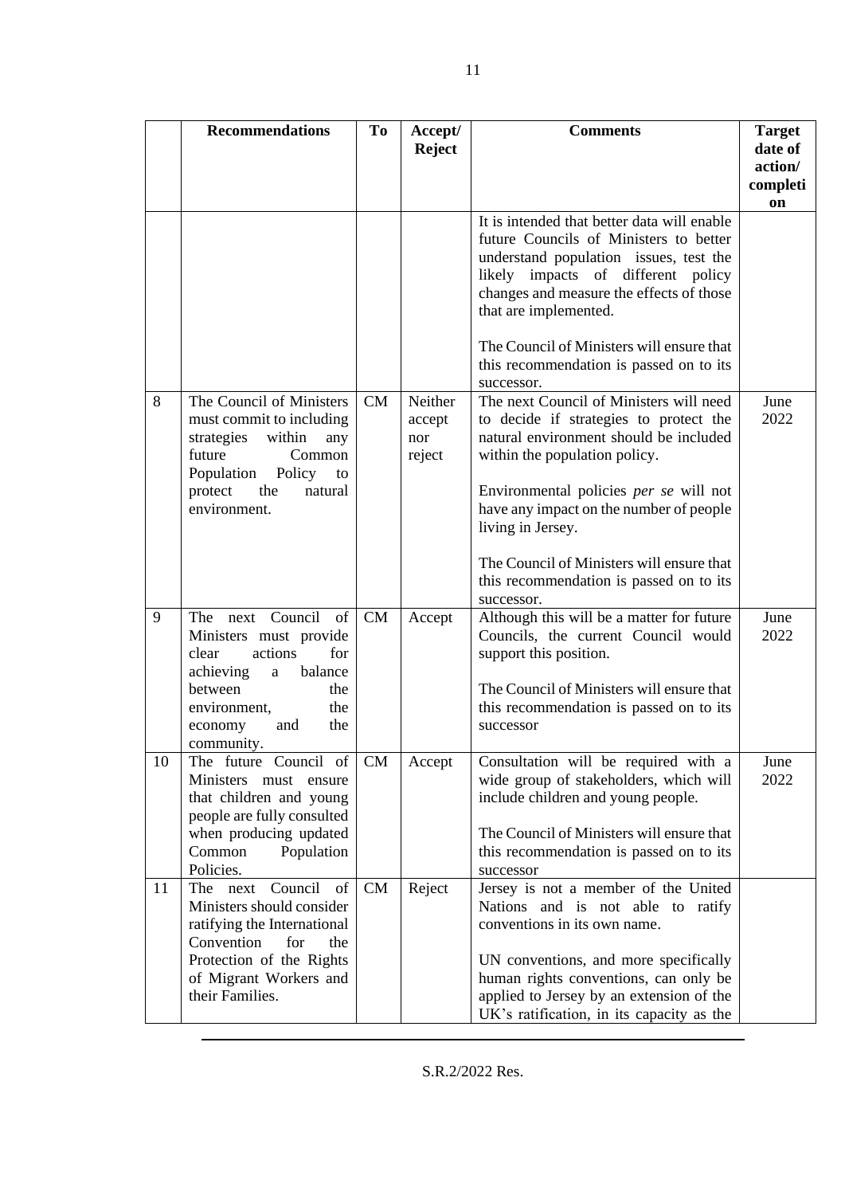| | Recommendations | To | Accept/ Reject | Comments | Target date of action/ completion |
|---|---|---|---|---|---|
| | | | | It is intended that better data will enable future Councils of Ministers to better understand population issues, test the likely impacts of different policy changes and measure the effects of those that are implemented.<br><br>The Council of Ministers will ensure that this recommendation is passed on to its successor. | |
| 8 | The Council of Ministers must commit to including strategies within any future Common Population Policy to protect the natural environment. | CM | Neither accept nor reject | The next Council of Ministers will need to decide if strategies to protect the natural environment should be included within the population policy.<br><br>Environmental policies *per se* will not have any impact on the number of people living in Jersey.<br><br>The Council of Ministers will ensure that this recommendation is passed on to its successor. | June 2022 |
| 9 | The next Council of Ministers must provide clear actions for achieving a balance between the environment, the economy and the community. | CM | Accept | Although this will be a matter for future Councils, the current Council would support this position.<br><br>The Council of Ministers will ensure that this recommendation is passed on to its successor | June 2022 |
| 10 | The future Council of Ministers must ensure that children and young people are fully consulted when producing updated Common Population Policies. | CM | Accept | Consultation will be required with a wide group of stakeholders, which will include children and young people.<br><br>The Council of Ministers will ensure that this recommendation is passed on to its successor | June 2022 |
| 11 | The next Council of Ministers should consider ratifying the International Convention for the Protection of the Rights of Migrant Workers and their Families. | CM | Reject | Jersey is not a member of the United Nations and is not able to ratify conventions in its own name.<br><br>UN conventions, and more specifically human rights conventions, can only be applied to Jersey by an extension of the UK's ratification, in its capacity as the | |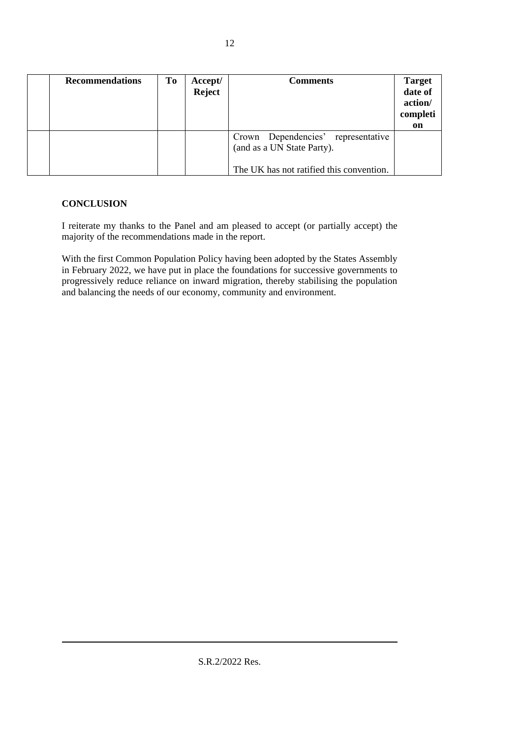| | Recommendations | To | Accept/ Reject | Comments | Target date of action/ completion |
|---|---|---|---|---|---|
| | | | | Crown Dependencies' representative (and as a UN State Party).<br><br>The UK has not ratified this convention. | |

**CONCLUSION**

I reiterate my thanks to the Panel and am pleased to accept (or partially accept) the majority of the recommendations made in the report.

With the first Common Population Policy having been adopted by the States Assembly in February 2022, we have put in place the foundations for successive governments to progressively reduce reliance on inward migration, thereby stabilising the population and balancing the needs of our economy, community and environment.